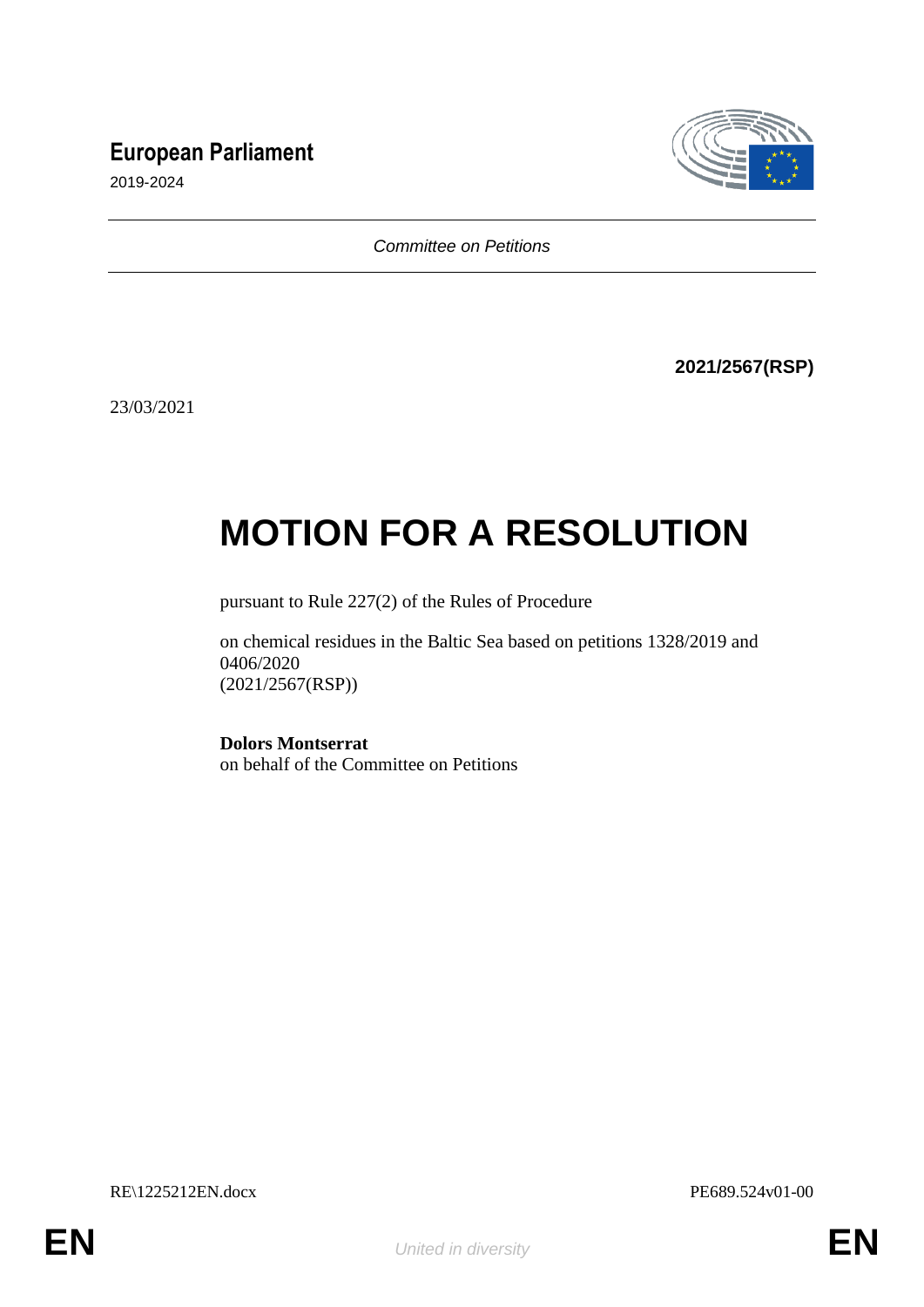**European Parliament**

2019-2024

*Committee on Petitions*

**2021/2567(RSP)**

23/03/2021

# MOTION FOR A RESOLUTION

pursuant to Rule 227(2) of the Rules of Procedure

on chemical residues in the Baltic Sea based on petitions 1328/2019 and 0406/2020
(2021/2567(RSP))

**Dolors Montserrat**
on behalf of the Committee on Petitions

RE\1225212EN.docx PE689.524v01-00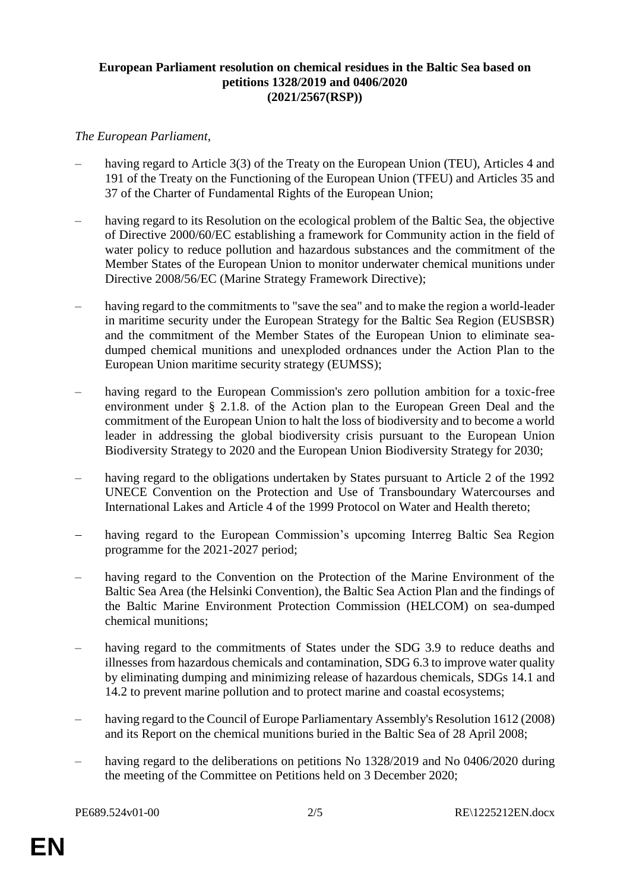**European Parliament resolution on chemical residues in the Baltic Sea based on petitions 1328/2019 and 0406/2020 (2021/2567(RSP))**

*The European Parliament*,

– having regard to Article 3(3) of the Treaty on the European Union (TEU), Articles 4 and 191 of the Treaty on the Functioning of the European Union (TFEU) and Articles 35 and 37 of the Charter of Fundamental Rights of the European Union;

– having regard to its Resolution on the ecological problem of the Baltic Sea, the objective of Directive 2000/60/EC establishing a framework for Community action in the field of water policy to reduce pollution and hazardous substances and the commitment of the Member States of the European Union to monitor underwater chemical munitions under Directive 2008/56/EC (Marine Strategy Framework Directive);

– having regard to the commitments to "save the sea" and to make the region a world-leader in maritime security under the European Strategy for the Baltic Sea Region (EUSBSR) and the commitment of the Member States of the European Union to eliminate sea-dumped chemical munitions and unexploded ordnances under the Action Plan to the European Union maritime security strategy (EUMSS);

– having regard to the European Commission's zero pollution ambition for a toxic-free environment under § 2.1.8. of the Action plan to the European Green Deal and the commitment of the European Union to halt the loss of biodiversity and to become a world leader in addressing the global biodiversity crisis pursuant to the European Union Biodiversity Strategy to 2020 and the European Union Biodiversity Strategy for 2030;

– having regard to the obligations undertaken by States pursuant to Article 2 of the 1992 UNECE Convention on the Protection and Use of Transboundary Watercourses and International Lakes and Article 4 of the 1999 Protocol on Water and Health thereto;

– having regard to the European Commission's upcoming Interreg Baltic Sea Region programme for the 2021-2027 period;

– having regard to the Convention on the Protection of the Marine Environment of the Baltic Sea Area (the Helsinki Convention), the Baltic Sea Action Plan and the findings of the Baltic Marine Environment Protection Commission (HELCOM) on sea-dumped chemical munitions;

– having regard to the commitments of States under the SDG 3.9 to reduce deaths and illnesses from hazardous chemicals and contamination, SDG 6.3 to improve water quality by eliminating dumping and minimizing release of hazardous chemicals, SDGs 14.1 and 14.2 to prevent marine pollution and to protect marine and coastal ecosystems;

– having regard to the Council of Europe Parliamentary Assembly's Resolution 1612 (2008) and its Report on the chemical munitions buried in the Baltic Sea of 28 April 2008;

– having regard to the deliberations on petitions No 1328/2019 and No 0406/2020 during the meeting of the Committee on Petitions held on 3 December 2020;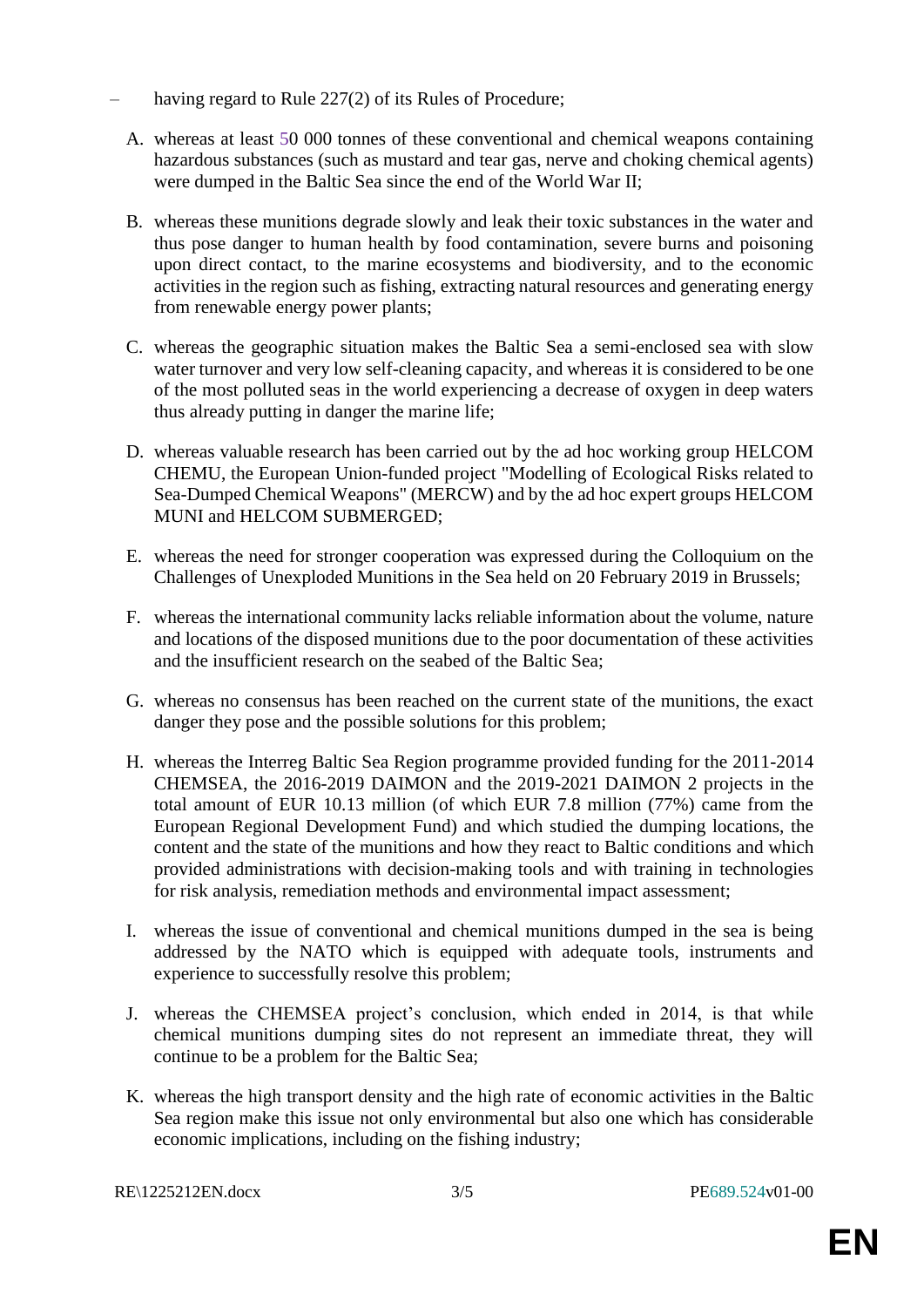– having regard to Rule 227(2) of its Rules of Procedure;

A. whereas at least 50 000 tonnes of these conventional and chemical weapons containing hazardous substances (such as mustard and tear gas, nerve and choking chemical agents) were dumped in the Baltic Sea since the end of the World War II;

B. whereas these munitions degrade slowly and leak their toxic substances in the water and thus pose danger to human health by food contamination, severe burns and poisoning upon direct contact, to the marine ecosystems and biodiversity, and to the economic activities in the region such as fishing, extracting natural resources and generating energy from renewable energy power plants;

C. whereas the geographic situation makes the Baltic Sea a semi-enclosed sea with slow water turnover and very low self-cleaning capacity, and whereas it is considered to be one of the most polluted seas in the world experiencing a decrease of oxygen in deep waters thus already putting in danger the marine life;

D. whereas valuable research has been carried out by the ad hoc working group HELCOM CHEMU, the European Union-funded project "Modelling of Ecological Risks related to Sea-Dumped Chemical Weapons" (MERCW) and by the ad hoc expert groups HELCOM MUNI and HELCOM SUBMERGED;

E. whereas the need for stronger cooperation was expressed during the Colloquium on the Challenges of Unexploded Munitions in the Sea held on 20 February 2019 in Brussels;

F. whereas the international community lacks reliable information about the volume, nature and locations of the disposed munitions due to the poor documentation of these activities and the insufficient research on the seabed of the Baltic Sea;

G. whereas no consensus has been reached on the current state of the munitions, the exact danger they pose and the possible solutions for this problem;

H. whereas the Interreg Baltic Sea Region programme provided funding for the 2011-2014 CHEMSEA, the 2016-2019 DAIMON and the 2019-2021 DAIMON 2 projects in the total amount of EUR 10.13 million (of which EUR 7.8 million (77%) came from the European Regional Development Fund) and which studied the dumping locations, the content and the state of the munitions and how they react to Baltic conditions and which provided administrations with decision-making tools and with training in technologies for risk analysis, remediation methods and environmental impact assessment;

I. whereas the issue of conventional and chemical munitions dumped in the sea is being addressed by the NATO which is equipped with adequate tools, instruments and experience to successfully resolve this problem;

J. whereas the CHEMSEA project's conclusion, which ended in 2014, is that while chemical munitions dumping sites do not represent an immediate threat, they will continue to be a problem for the Baltic Sea;

K. whereas the high transport density and the high rate of economic activities in the Baltic Sea region make this issue not only environmental but also one which has considerable economic implications, including on the fishing industry;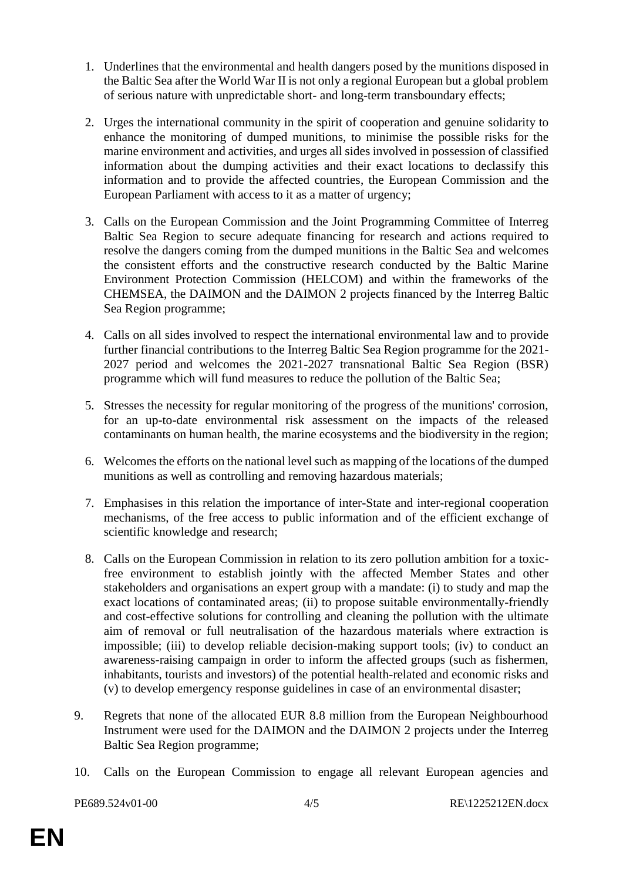1. Underlines that the environmental and health dangers posed by the munitions disposed in the Baltic Sea after the World War II is not only a regional European but a global problem of serious nature with unpredictable short- and long-term transboundary effects;

2. Urges the international community in the spirit of cooperation and genuine solidarity to enhance the monitoring of dumped munitions, to minimise the possible risks for the marine environment and activities, and urges all sides involved in possession of classified information about the dumping activities and their exact locations to declassify this information and to provide the affected countries, the European Commission and the European Parliament with access to it as a matter of urgency;

3. Calls on the European Commission and the Joint Programming Committee of Interreg Baltic Sea Region to secure adequate financing for research and actions required to resolve the dangers coming from the dumped munitions in the Baltic Sea and welcomes the consistent efforts and the constructive research conducted by the Baltic Marine Environment Protection Commission (HELCOM) and within the frameworks of the CHEMSEA, the DAIMON and the DAIMON 2 projects financed by the Interreg Baltic Sea Region programme;

4. Calls on all sides involved to respect the international environmental law and to provide further financial contributions to the Interreg Baltic Sea Region programme for the 2021-2027 period and welcomes the 2021-2027 transnational Baltic Sea Region (BSR) programme which will fund measures to reduce the pollution of the Baltic Sea;

5. Stresses the necessity for regular monitoring of the progress of the munitions' corrosion, for an up-to-date environmental risk assessment on the impacts of the released contaminants on human health, the marine ecosystems and the biodiversity in the region;

6. Welcomes the efforts on the national level such as mapping of the locations of the dumped munitions as well as controlling and removing hazardous materials;

7. Emphasises in this relation the importance of inter-State and inter-regional cooperation mechanisms, of the free access to public information and of the efficient exchange of scientific knowledge and research;

8. Calls on the European Commission in relation to its zero pollution ambition for a toxic-free environment to establish jointly with the affected Member States and other stakeholders and organisations an expert group with a mandate: (i) to study and map the exact locations of contaminated areas; (ii) to propose suitable environmentally-friendly and cost-effective solutions for controlling and cleaning the pollution with the ultimate aim of removal or full neutralisation of the hazardous materials where extraction is impossible; (iii) to develop reliable decision-making support tools; (iv) to conduct an awareness-raising campaign in order to inform the affected groups (such as fishermen, inhabitants, tourists and investors) of the potential health-related and economic risks and (v) to develop emergency response guidelines in case of an environmental disaster;

9. Regrets that none of the allocated EUR 8.8 million from the European Neighbourhood Instrument were used for the DAIMON and the DAIMON 2 projects under the Interreg Baltic Sea Region programme;

10. Calls on the European Commission to engage all relevant European agencies and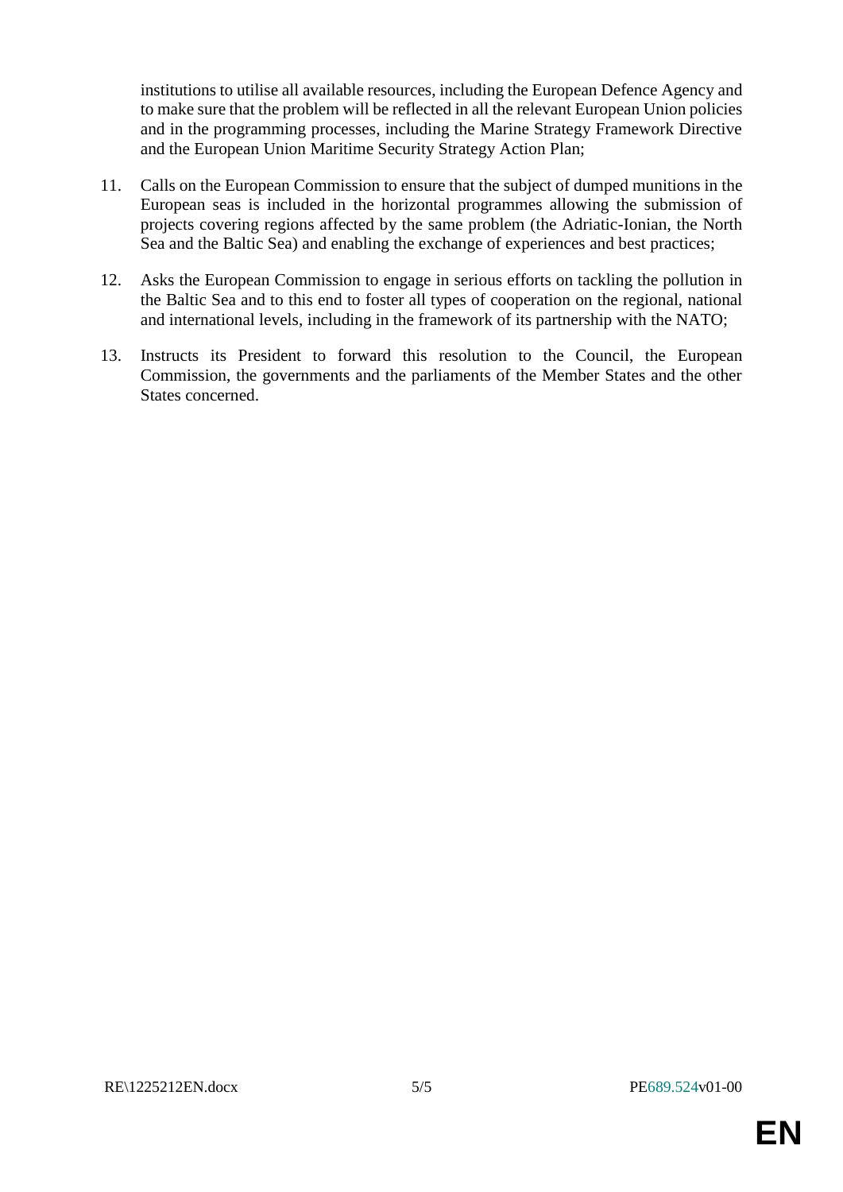institutions to utilise all available resources, including the European Defence Agency and to make sure that the problem will be reflected in all the relevant European Union policies and in the programming processes, including the Marine Strategy Framework Directive and the European Union Maritime Security Strategy Action Plan;

11. Calls on the European Commission to ensure that the subject of dumped munitions in the European seas is included in the horizontal programmes allowing the submission of projects covering regions affected by the same problem (the Adriatic-Ionian, the North Sea and the Baltic Sea) and enabling the exchange of experiences and best practices;

12. Asks the European Commission to engage in serious efforts on tackling the pollution in the Baltic Sea and to this end to foster all types of cooperation on the regional, national and international levels, including in the framework of its partnership with the NATO;

13. Instructs its President to forward this resolution to the Council, the European Commission, the governments and the parliaments of the Member States and the other States concerned.